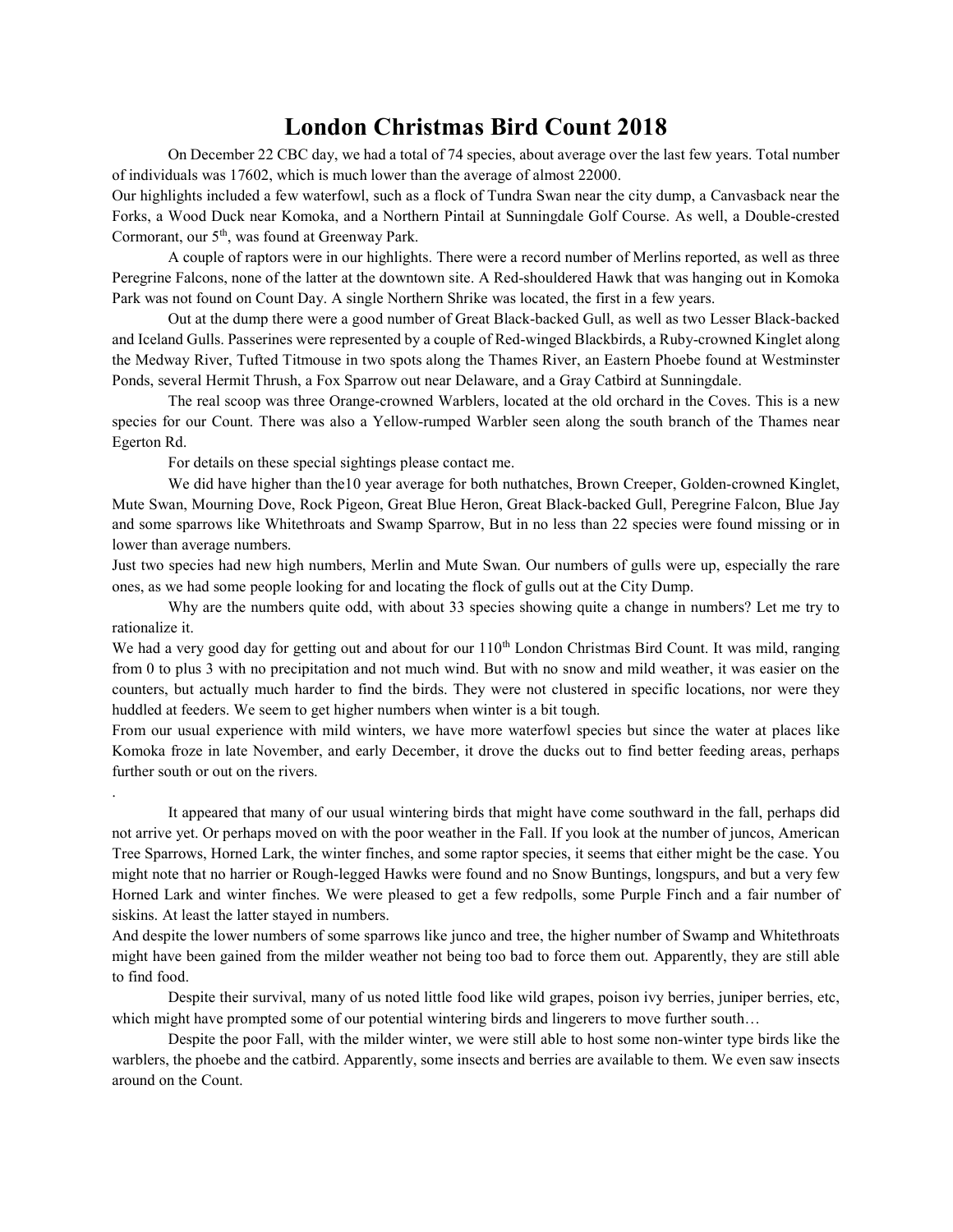# London Christmas Bird Count 2018

On December 22 CBC day, we had a total of 74 species, about average over the last few years. Total number of individuals was 17602, which is much lower than the average of almost 22000.

Our highlights included a few waterfowl, such as a flock of Tundra Swan near the city dump, a Canvasback near the Forks, a Wood Duck near Komoka, and a Northern Pintail at Sunningdale Golf Course. As well, a Double-crested Cormorant, our 5th, was found at Greenway Park.

A couple of raptors were in our highlights. There were a record number of Merlins reported, as well as three Peregrine Falcons, none of the latter at the downtown site. A Red-shouldered Hawk that was hanging out in Komoka Park was not found on Count Day. A single Northern Shrike was located, the first in a few years.

Out at the dump there were a good number of Great Black-backed Gull, as well as two Lesser Black-backed and Iceland Gulls. Passerines were represented by a couple of Red-winged Blackbirds, a Ruby-crowned Kinglet along the Medway River, Tufted Titmouse in two spots along the Thames River, an Eastern Phoebe found at Westminster Ponds, several Hermit Thrush, a Fox Sparrow out near Delaware, and a Gray Catbird at Sunningdale.

The real scoop was three Orange-crowned Warblers, located at the old orchard in the Coves. This is a new species for our Count. There was also a Yellow-rumped Warbler seen along the south branch of the Thames near Egerton Rd.

For details on these special sightings please contact me.

We did have higher than the10 year average for both nuthatches, Brown Creeper, Golden-crowned Kinglet, Mute Swan, Mourning Dove, Rock Pigeon, Great Blue Heron, Great Black-backed Gull, Peregrine Falcon, Blue Jay and some sparrows like Whitethroats and Swamp Sparrow, But in no less than 22 species were found missing or in lower than average numbers.

Just two species had new high numbers, Merlin and Mute Swan. Our numbers of gulls were up, especially the rare ones, as we had some people looking for and locating the flock of gulls out at the City Dump.

Why are the numbers quite odd, with about 33 species showing quite a change in numbers? Let me try to rationalize it.

We had a very good day for getting out and about for our 110th London Christmas Bird Count. It was mild, ranging from 0 to plus 3 with no precipitation and not much wind. But with no snow and mild weather, it was easier on the counters, but actually much harder to find the birds. They were not clustered in specific locations, nor were they huddled at feeders. We seem to get higher numbers when winter is a bit tough.

From our usual experience with mild winters, we have more waterfowl species but since the water at places like Komoka froze in late November, and early December, it drove the ducks out to find better feeding areas, perhaps further south or out on the rivers.

.

It appeared that many of our usual wintering birds that might have come southward in the fall, perhaps did not arrive yet. Or perhaps moved on with the poor weather in the Fall. If you look at the number of juncos, American Tree Sparrows, Horned Lark, the winter finches, and some raptor species, it seems that either might be the case. You might note that no harrier or Rough-legged Hawks were found and no Snow Buntings, longspurs, and but a very few Horned Lark and winter finches. We were pleased to get a few redpolls, some Purple Finch and a fair number of siskins. At least the latter stayed in numbers.

And despite the lower numbers of some sparrows like junco and tree, the higher number of Swamp and Whitethroats might have been gained from the milder weather not being too bad to force them out. Apparently, they are still able to find food.

Despite their survival, many of us noted little food like wild grapes, poison ivy berries, juniper berries, etc, which might have prompted some of our potential wintering birds and lingerers to move further south…

Despite the poor Fall, with the milder winter, we were still able to host some non-winter type birds like the warblers, the phoebe and the catbird. Apparently, some insects and berries are available to them. We even saw insects around on the Count.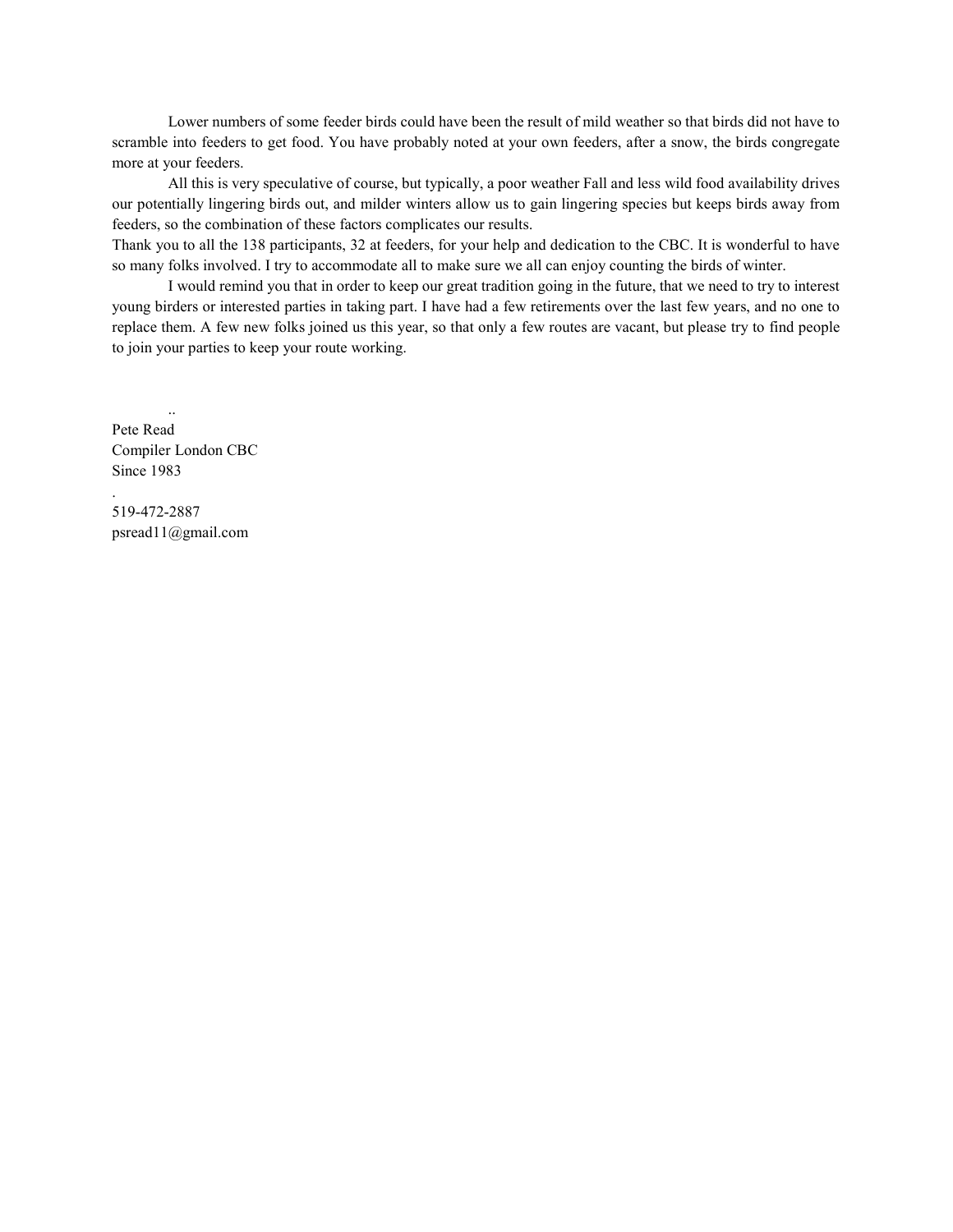Lower numbers of some feeder birds could have been the result of mild weather so that birds did not have to scramble into feeders to get food. You have probably noted at your own feeders, after a snow, the birds congregate more at your feeders.

All this is very speculative of course, but typically, a poor weather Fall and less wild food availability drives our potentially lingering birds out, and milder winters allow us to gain lingering species but keeps birds away from feeders, so the combination of these factors complicates our results.

Thank you to all the 138 participants, 32 at feeders, for your help and dedication to the CBC. It is wonderful to have so many folks involved. I try to accommodate all to make sure we all can enjoy counting the birds of winter.

I would remind you that in order to keep our great tradition going in the future, that we need to try to interest young birders or interested parties in taking part. I have had a few retirements over the last few years, and no one to replace them. A few new folks joined us this year, so that only a few routes are vacant, but please try to find people to join your parties to keep your route working.

..

Pete Read
Compiler London CBC
Since 1983

.

519-472-2887
psread11@gmail.com